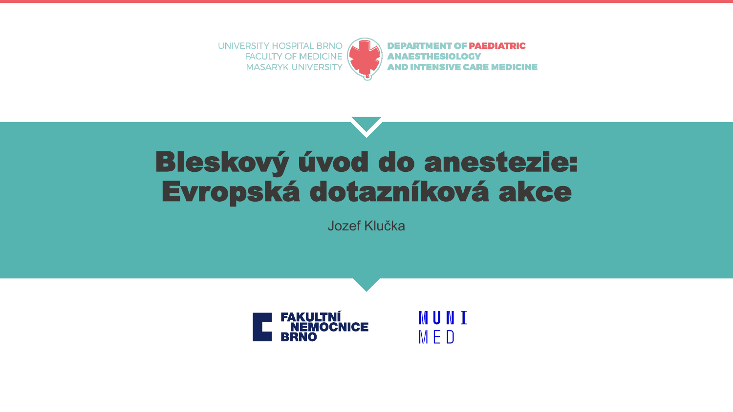UNIVERSITY HOSPITAL BRNO
FACULTY OF MEDICINE
MASARYK UNIVERSITY

DEPARTMENT OF PAEDIATRIC ANAESTHESIOLOGY AND INTENSIVE CARE MEDICINE

# Bleskový úvod do anestezie: Evropská dotazníková akce

Jozef Klučka

FAKULTNÍ NEMOCNICE BRNO

MUNI MED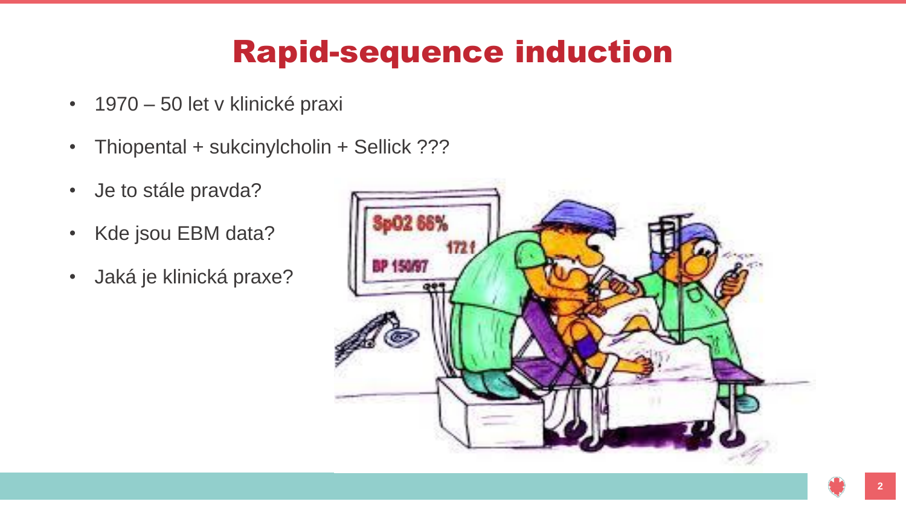# Rapid-sequence induction

- 1970 – 50 let v klinické praxi
- Thiopental + sukcinylcholin + Sellick ???
- Je to stále pravda?
- Kde jsou EBM data?
- Jaká je klinická praxe?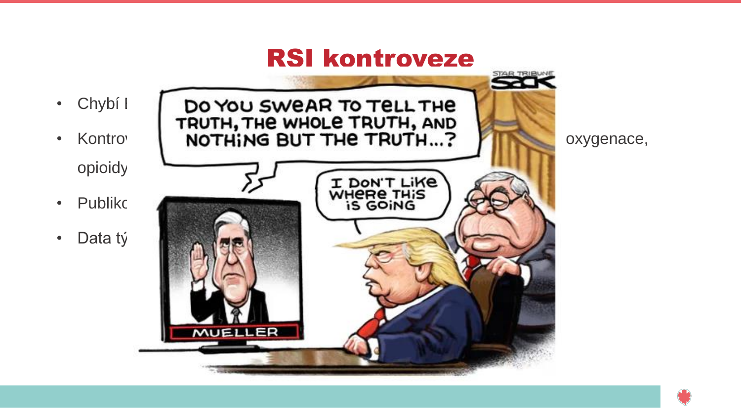# RSI kontroveze

- Chybí I
- Kontro                                                                                                                                                    oxygenace, opioidy
- Publikc
- Data tý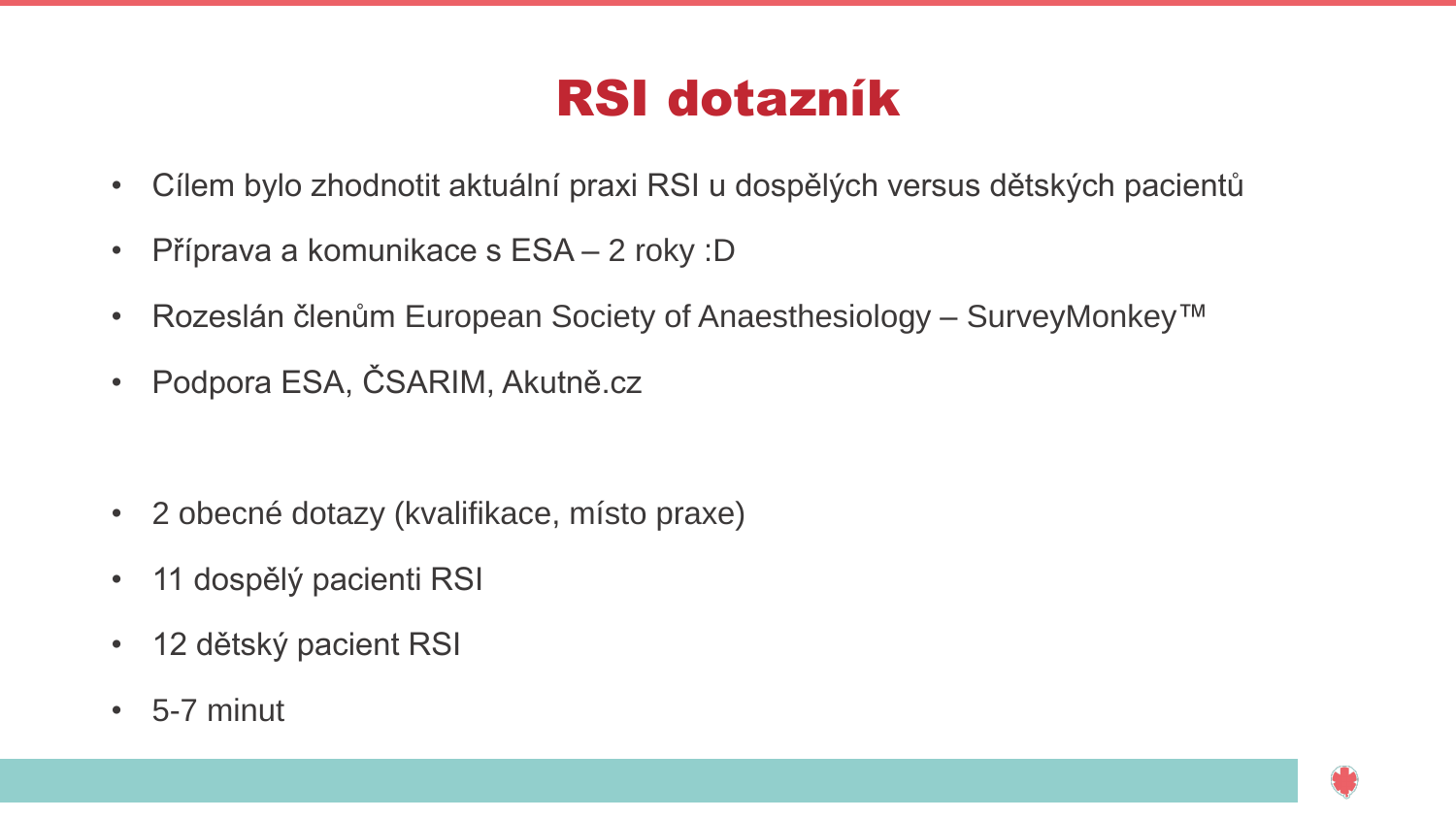# RSI dotazník

- Cílem bylo zhodnotit aktuální praxi RSI u dospělých versus dětských pacientů
- Příprava a komunikace s ESA – 2 roky :D
- Rozeslán členům European Society of Anaesthesiology – SurveyMonkey™
- Podpora ESA, ČSARIM, Akutně.cz

- 2 obecné dotazy (kvalifikace, místo praxe)
- 11 dospělý pacienti RSI
- 12 dětský pacient RSI
- 5-7 minut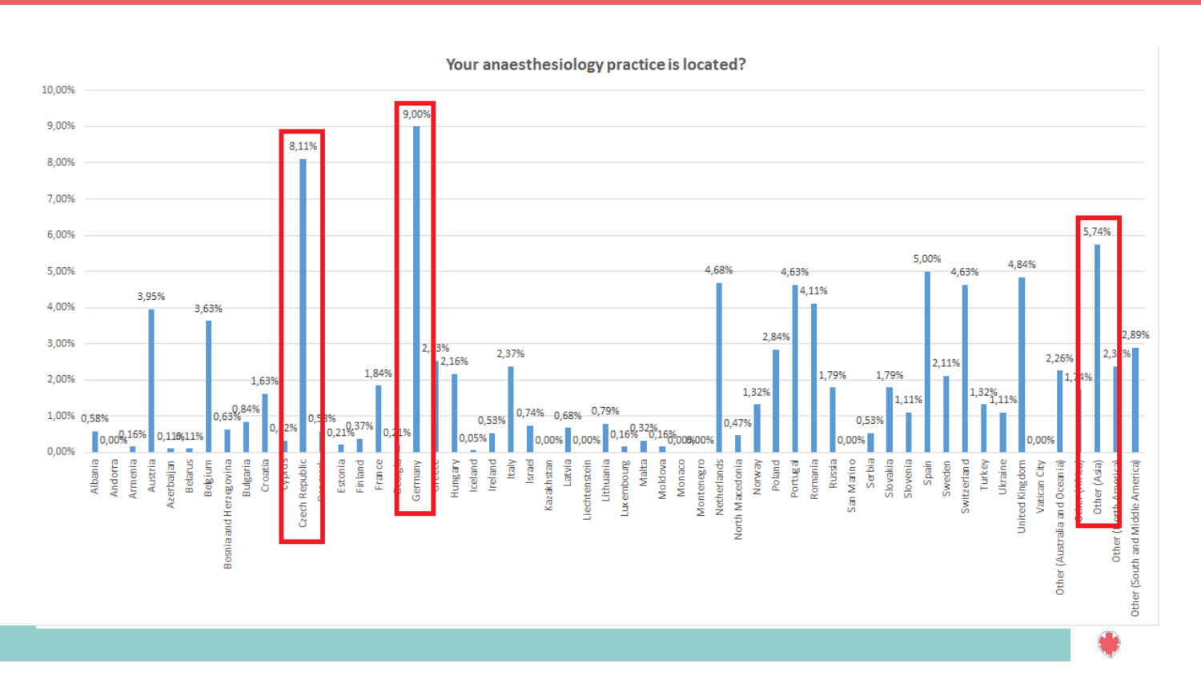## Your anaesthesiology practice is located?

| Country | Percentage |
|---|---|
| Albania | 0,58% |
| Andorra | 0,00% |
| Armenia | 0,16% |
| Austria | 3,95% |
| Azerbaijan | 0,11% |
| Belarus | 0,11% |
| Belgium | 3,63% |
| Bosnia and Herzegovina | 0,63% |
| Bulgaria | 0,84% |
| Croatia | 1,63% |
| Cyprus | 0,32% |
| Czech Republic | 8,11% |
| Denmark | 0,58% |
| Estonia | 0,21% |
| Finland | 0,37% |
| France | 1,84% |
| Georgia | 0,21% |
| Germany | 9,00% |
| Greece | 2,53% |
| Hungary | 2,16% |
| Iceland | 0,05% |
| Ireland | 0,53% |
| Italy | 2,37% |
| Israel | 0,74% |
| Kazakhstan | 0,00% |
| Latvia | 0,68% |
| Liechtenstein | 0,00% |
| Lithuania | 0,79% |
| Luxembourg | 0,16% |
| Malta | 0,32% |
| Moldova | 0,16% |
| Monaco | 0,00% |
| Montenegro | 0,00% |
| Netherlands | 4,68% |
| North Macedonia | 0,47% |
| Norway | 1,32% |
| Poland | 2,84% |
| Portugal | 4,63% |
| Romania | 4,11% |
| Russia | 1,79% |
| San Marino | 0,00% |
| Serbia | 0,53% |
| Slovakia | 1,79% |
| Slovenia | 1,11% |
| Spain | 5,00% |
| Sweden | 2,11% |
| Switzerland | 4,63% |
| Turkey | 1,32% |
| Ukraine | 1,11% |
| United Kingdom | 4,84% |
| Vatican City | 0,00% |
| Other (Australia and Oceania) | 2,26% |
| Other (Africa) | 1,74% |
| Other (Asia) | 5,74% |
| Other (North America) | 2,37% |
| Other (South and Middle America) | 2,89% |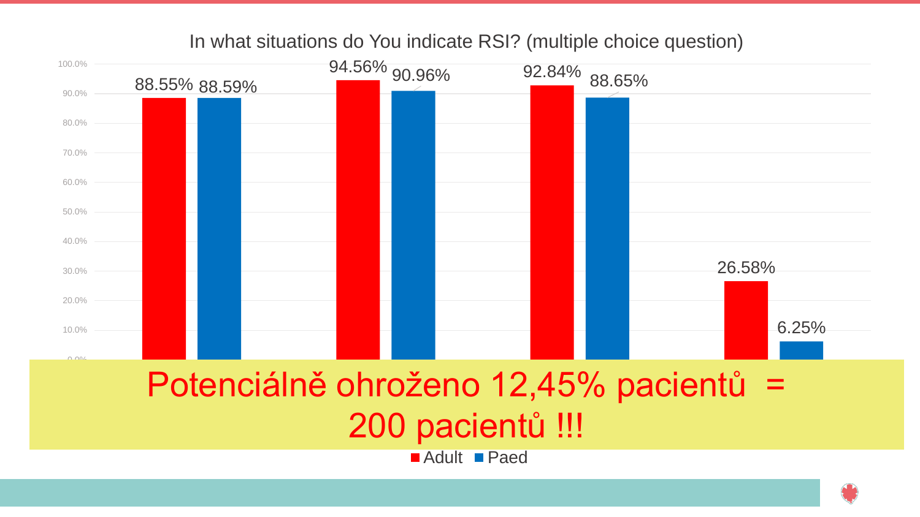## In what situations do You indicate RSI? (multiple choice question)

| | Adult | Paed |
|---|---|---|
| 1 | 88.55% | 88.59% |
| 2 | 94.56% | 90.96% |
| 3 | 92.84% | 88.65% |
| 4 | 26.58% | 6.25% |

Potenciálně ohroženo 12,45% pacientů = 200 pacientů !!!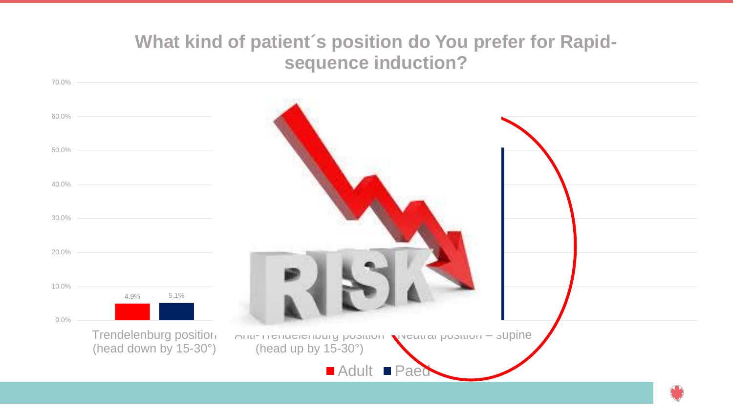## What kind of patient´s position do You prefer for Rapid-sequence induction?

| | Adult | Paed |
| --- | --- | --- |
| Trendelenburg position (head down by 15-30°) | 4.9% | 5.1% |
| Anti-Trendelenburg position (head up by 15-30°) | | |
| Neutral position – supine | | |

■ Adult ■ Paed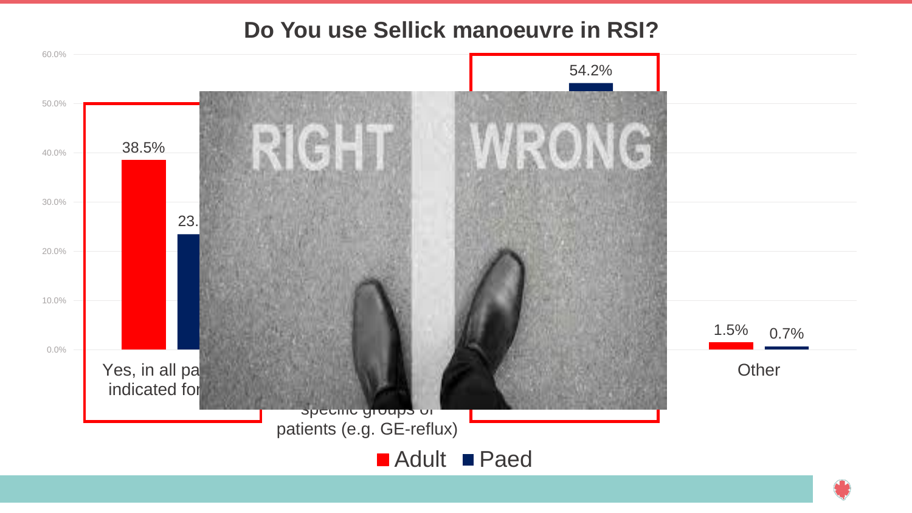# Do You use Sellick manoeuvre in RSI?

60.0%
50.0%
40.0%
30.0%
20.0%
10.0%
0.0%

38.5%

23.

54.2%

RIGHT

WRONG

1.5%

0.7%

Yes, in all pa
indicated for

specific groups of
patients (e.g. GE-reflux)

Other

Adult    Paed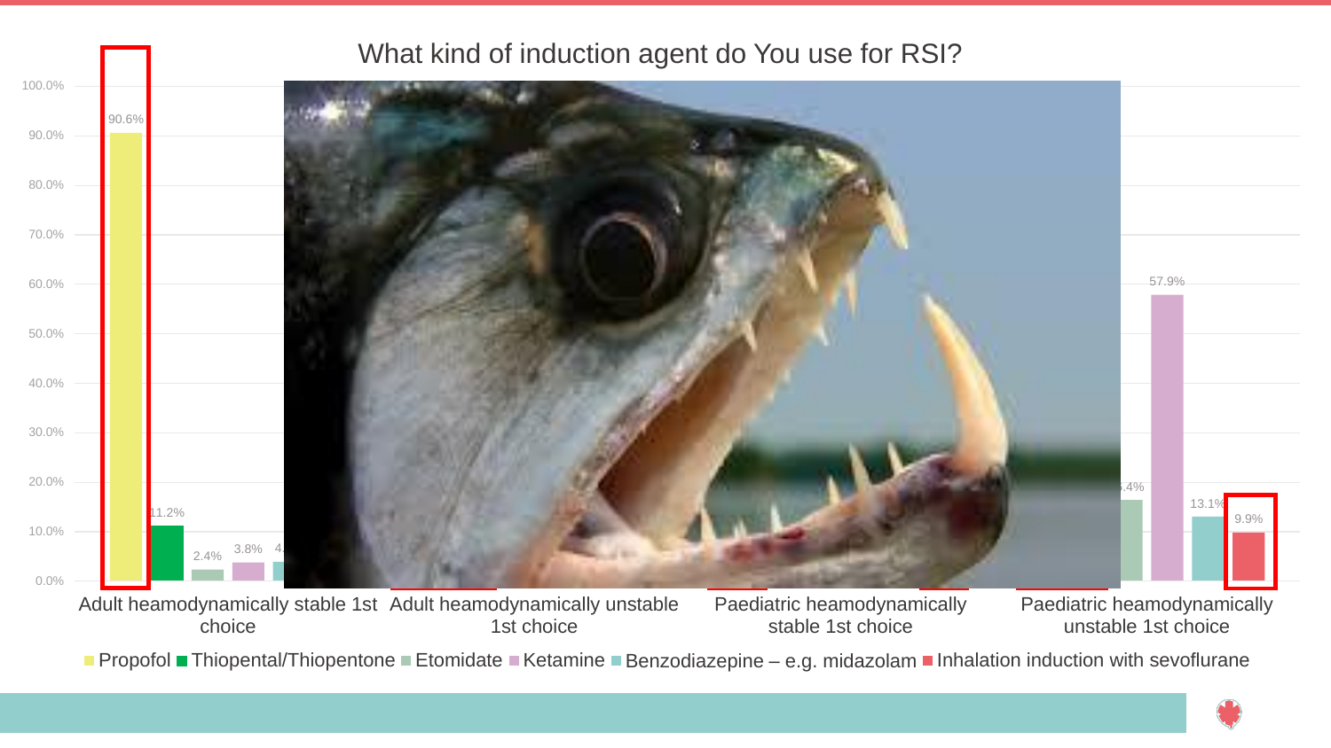## What kind of induction agent do You use for RSI?

100.0%
90.0%
80.0%
70.0%
60.0%
50.0%
40.0%
30.0%
20.0%
10.0%
0.0%

90.6%
11.2%
2.4%
3.8%
4.
.4%
57.9%
13.1%
9.9%

Adult heamodynamically stable 1st choice | Adult heamodynamically unstable 1st choice | Paediatric heamodynamically stable 1st choice | Paediatric heamodynamically unstable 1st choice

■ Propofol ■ Thiopental/Thiopentone ■ Etomidate ■ Ketamine ■ Benzodiazepine – e.g. midazolam ■ Inhalation induction with sevoflurane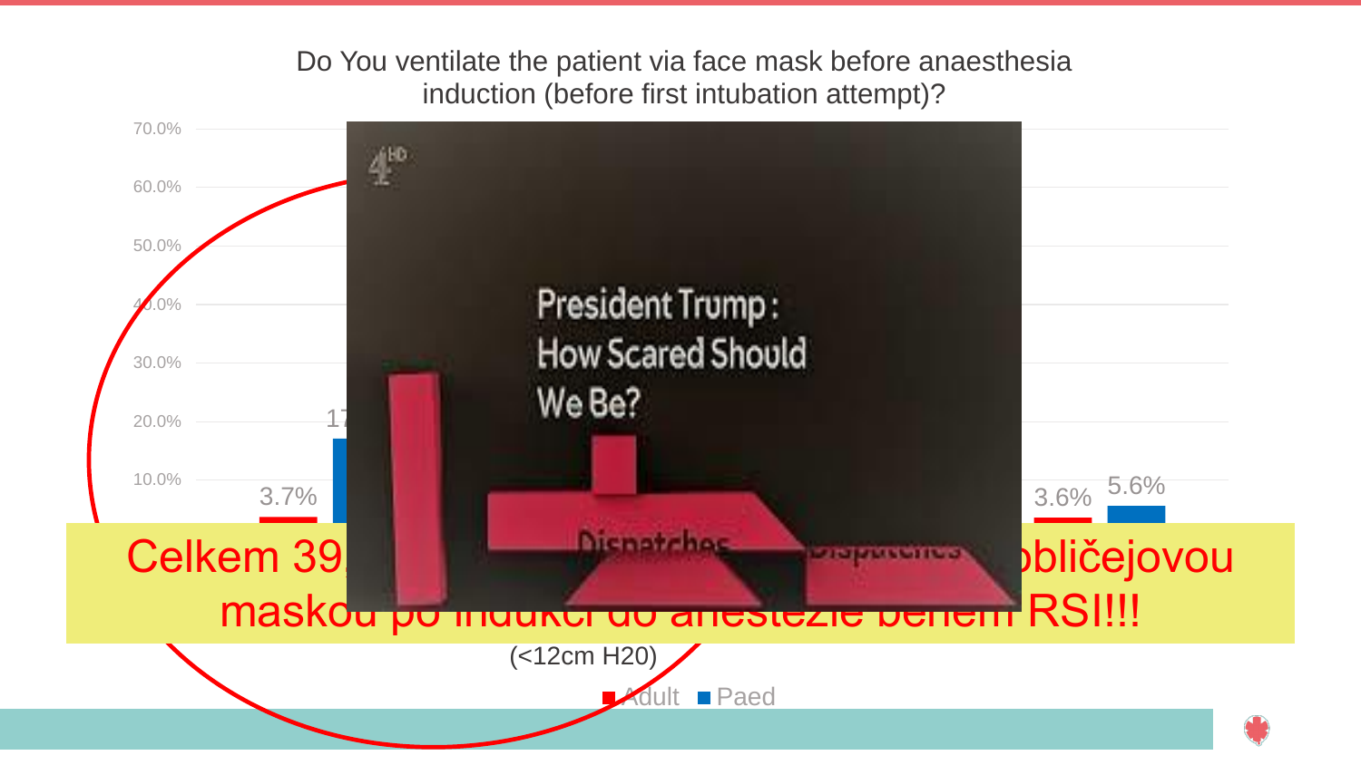Do You ventilate the patient via face mask before anaesthesia induction (before first intubation attempt)?

70.0%
60.0%
50.0%
40.0%
30.0%
20.0%
10.0%

3.7%
17
3.6%
5.6%

President Trump :
How Scared Should
We Be?

Dispatches

Celkem 39, obličejovou maskou po indukci do anestezie během RSI!!!

(<12cm H20)

Adult Paed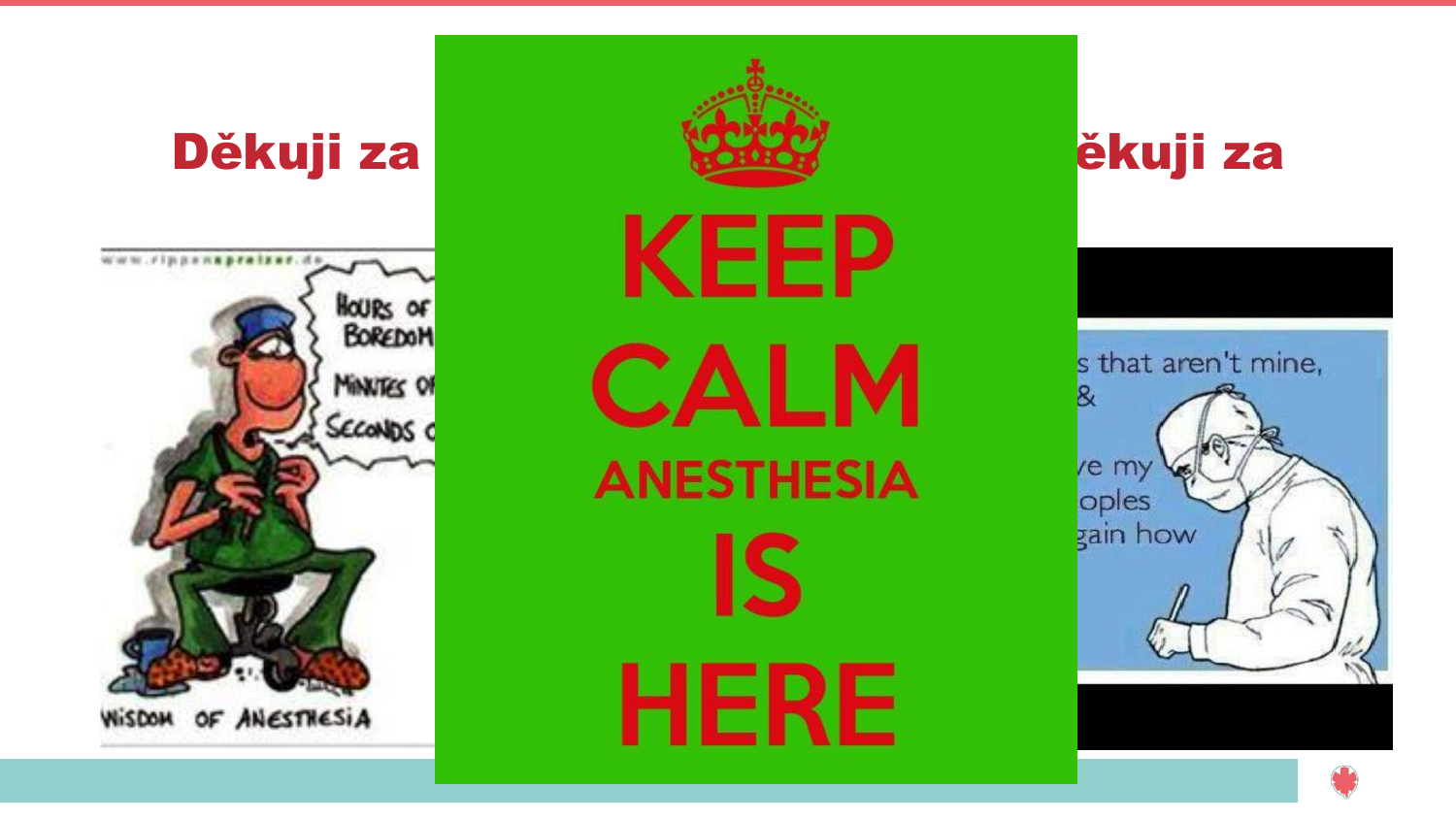Děkuji za

KEEP CALM ANESTHESIA IS HERE

ěkuji za